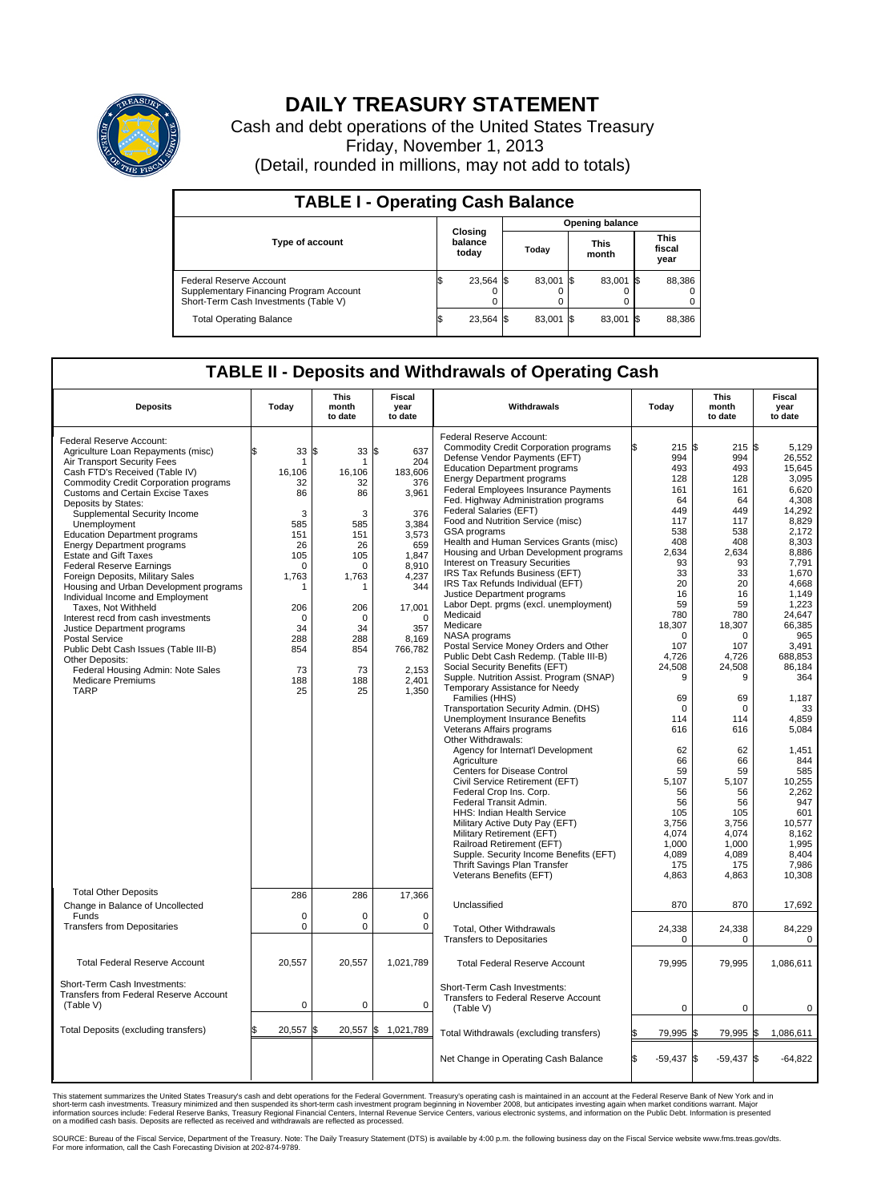# DAILY TREASURY STATEMENT

Cash and debt operations of the United States Treasury

Friday, November 1, 2013

(Detail, rounded in millions, may not add to totals)

## TABLE I - Operating Cash Balance

| Type of account | Closing balance today | Opening balance Today | Opening balance This month | Opening balance This fiscal year |
|---|---|---|---|---|
| Federal Reserve Account | $ 23,564 | $ 83,001 | $ 83,001 | $ 88,386 |
| Supplementary Financing Program Account | 0 | 0 | 0 | 0 |
| Short-Term Cash Investments (Table V) | 0 | 0 | 0 | 0 |
| Total Operating Balance | $ 23,564 | $ 83,001 | $ 83,001 | $ 88,386 |

## TABLE II - Deposits and Withdrawals of Operating Cash

| Deposits | Today | This month to date | Fiscal year to date |
|---|---|---|---|
| Federal Reserve Account: | | | |
| Agriculture Loan Repayments (misc) | $ 33 | $ 33 | $ 637 |
| Air Transport Security Fees | 1 | 1 | 204 |
| Cash FTD's Received (Table IV) | 16,106 | 16,106 | 183,606 |
| Commodity Credit Corporation programs | 32 | 32 | 376 |
| Customs and Certain Excise Taxes | 86 | 86 | 3,961 |
| Deposits by States: | | | |
| Supplemental Security Income | 3 | 3 | 376 |
| Unemployment | 585 | 585 | 3,384 |
| Education Department programs | 151 | 151 | 3,573 |
| Energy Department programs | 26 | 26 | 659 |
| Estate and Gift Taxes | 105 | 105 | 1,847 |
| Federal Reserve Earnings | 0 | 0 | 8,910 |
| Foreign Deposits, Military Sales | 1,763 | 1,763 | 4,237 |
| Housing and Urban Development programs | 1 | 1 | 344 |
| Individual Income and Employment Taxes, Not Withheld | 206 | 206 | 17,001 |
| Interest recd from cash investments | 0 | 0 | 0 |
| Justice Department programs | 34 | 34 | 357 |
| Postal Service | 288 | 288 | 8,169 |
| Public Debt Cash Issues (Table III-B) | 854 | 854 | 766,782 |
| Other Deposits: | | | |
| Federal Housing Admin: Note Sales | 73 | 73 | 2,153 |
| Medicare Premiums | 188 | 188 | 2,401 |
| TARP | 25 | 25 | 1,350 |
| Total Other Deposits | 286 | 286 | 17,366 |
| Change in Balance of Uncollected Funds | 0 | 0 | 0 |
| Transfers from Depositaries | 0 | 0 | 0 |
| Total Federal Reserve Account | 20,557 | 20,557 | 1,021,789 |
| Short-Term Cash Investments: Transfers from Federal Reserve Account (Table V) | 0 | 0 | 0 |
| Total Deposits (excluding transfers) | $ 20,557 | $ 20,557 | $ 1,021,789 |

| Withdrawals | Today | This month to date | Fiscal year to date |
|---|---|---|---|
| Federal Reserve Account: | | | |
| Commodity Credit Corporation programs | $ 215 | $ 215 | $ 5,129 |
| Defense Vendor Payments (EFT) | 994 | 994 | 26,552 |
| Education Department programs | 493 | 493 | 15,645 |
| Energy Department programs | 128 | 128 | 3,095 |
| Federal Employees Insurance Payments | 161 | 161 | 6,620 |
| Fed. Highway Administration programs | 64 | 64 | 4,308 |
| Federal Salaries (EFT) | 449 | 449 | 14,292 |
| Food and Nutrition Service (misc) | 117 | 117 | 8,829 |
| GSA programs | 538 | 538 | 2,172 |
| Health and Human Services Grants (misc) | 408 | 408 | 8,303 |
| Housing and Urban Development programs | 2,634 | 2,634 | 8,886 |
| Interest on Treasury Securities | 93 | 93 | 7,791 |
| IRS Tax Refunds Business (EFT) | 33 | 33 | 1,670 |
| IRS Tax Refunds Individual (EFT) | 20 | 20 | 4,668 |
| Justice Department programs | 16 | 16 | 1,149 |
| Labor Dept. prgms (excl. unemployment) | 59 | 59 | 1,223 |
| Medicaid | 780 | 780 | 24,647 |
| Medicare | 18,307 | 18,307 | 66,385 |
| NASA programs | 0 | 0 | 965 |
| Postal Service Money Orders and Other | 107 | 107 | 3,491 |
| Public Debt Cash Redemp. (Table III-B) | 4,726 | 4,726 | 688,853 |
| Social Security Benefits (EFT) | 24,508 | 24,508 | 86,184 |
| Supple. Nutrition Assist. Program (SNAP) | 9 | 9 | 364 |
| Temporary Assistance for Needy Families (HHS) | 69 | 69 | 1,187 |
| Transportation Security Admin. (DHS) | 0 | 0 | 33 |
| Unemployment Insurance Benefits | 114 | 114 | 4,859 |
| Veterans Affairs programs | 616 | 616 | 5,084 |
| Other Withdrawals: | | | |
| Agency for Internat'l Development | 62 | 62 | 1,451 |
| Agriculture | 66 | 66 | 844 |
| Centers for Disease Control | 59 | 59 | 585 |
| Civil Service Retirement (EFT) | 5,107 | 5,107 | 10,255 |
| Federal Crop Ins. Corp. | 56 | 56 | 2,262 |
| Federal Transit Admin. | 56 | 56 | 947 |
| HHS: Indian Health Service | 105 | 105 | 601 |
| Military Active Duty Pay (EFT) | 3,756 | 3,756 | 10,577 |
| Military Retirement (EFT) | 4,074 | 4,074 | 8,162 |
| Railroad Retirement (EFT) | 1,000 | 1,000 | 1,995 |
| Supple. Security Income Benefits (EFT) | 4,089 | 4,089 | 8,404 |
| Thrift Savings Plan Transfer | 175 | 175 | 7,986 |
| Veterans Benefits (EFT) | 4,863 | 4,863 | 10,308 |
| Unclassified | 870 | 870 | 17,692 |
| Total, Other Withdrawals | 24,338 | 24,338 | 84,229 |
| Transfers to Depositaries | 0 | 0 | 0 |
| Total Federal Reserve Account | 79,995 | 79,995 | 1,086,611 |
| Short-Term Cash Investments: Transfers to Federal Reserve Account (Table V) | 0 | 0 | 0 |
| Total Withdrawals (excluding transfers) | $ 79,995 | $ 79,995 | $ 1,086,611 |
| Net Change in Operating Cash Balance | $ -59,437 | $ -59,437 | $ -64,822 |

This statement summarizes the United States Treasury's cash and debt operations for the Federal Government. Treasury's operating cash is maintained in an account at the Federal Reserve Bank of New York and in short-term cash investments. Treasury minimized and then suspended its short-term cash investment program beginning in November 2008, but anticipates investing again when market conditions warrant. Major information sources include: Federal Reserve Banks, Treasury Regional Financial Centers, Internal Revenue Service Centers, various electronic systems, and information on the Public Debt. Information is presented on a modified cash basis. Deposits are reflected as received and withdrawals are reflected as processed.

SOURCE: Bureau of the Fiscal Service, Department of the Treasury. Note: The Daily Treasury Statement (DTS) is available by 4:00 p.m. the following business day on the Fiscal Service website www.fms.treas.gov/dts. For more information, call the Cash Forecasting Division at 202-874-9789.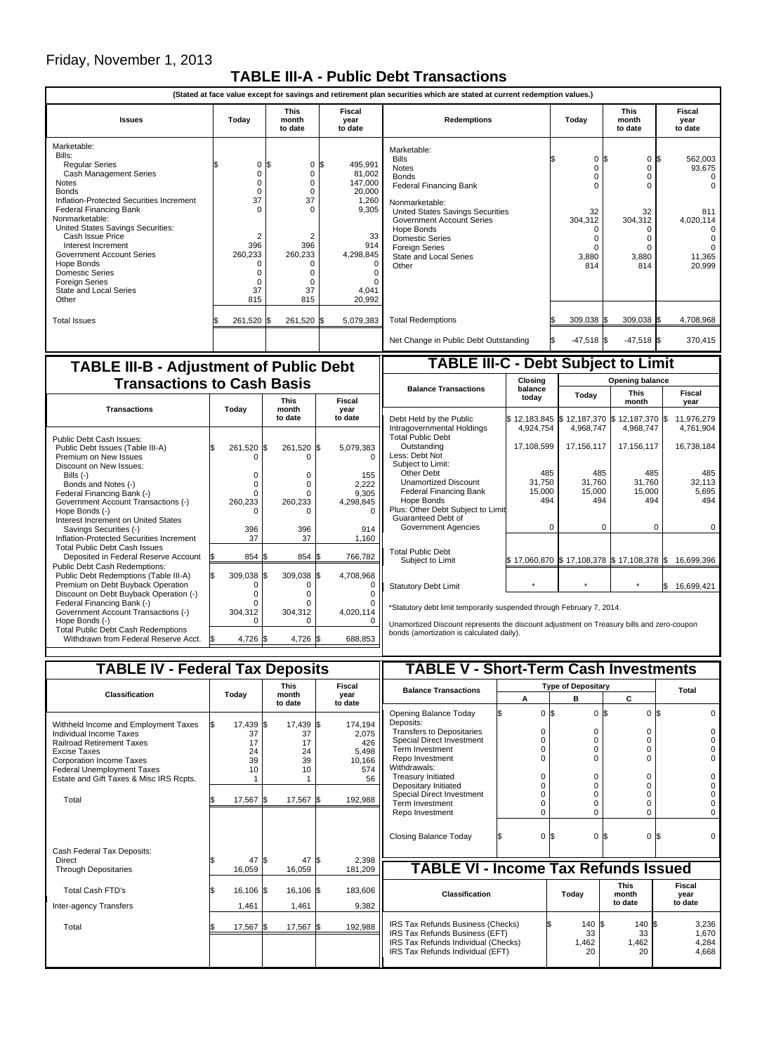Friday, November 1, 2013

# TABLE III-A - Public Debt Transactions

(Stated at face value except for savings and retirement plan securities which are stated at current redemption values.)

| Issues | Today | This month to date | Fiscal year to date |
|---|---|---|---|
| Marketable: | | | |
| Bills: | | | |
| Regular Series | $ 0 | $ 0 | $ 495,991 |
| Cash Management Series | 0 | 0 | 81,002 |
| Notes | 0 | 0 | 147,000 |
| Bonds | 0 | 0 | 20,000 |
| Inflation-Protected Securities Increment | 37 | 37 | 1,260 |
| Federal Financing Bank | 0 | 0 | 9,305 |
| Nonmarketable: | | | |
| United States Savings Securities: | | | |
| Cash Issue Price | 2 | 2 | 33 |
| Interest Increment | 396 | 396 | 914 |
| Government Account Series | 260,233 | 260,233 | 4,298,845 |
| Hope Bonds | 0 | 0 | 0 |
| Domestic Series | 0 | 0 | 0 |
| Foreign Series | 0 | 0 | 0 |
| State and Local Series | 37 | 37 | 4,041 |
| Other | 815 | 815 | 20,992 |
| Total Issues | $ 261,520 | $ 261,520 | $ 5,079,383 |

| Redemptions | Today | This month to date | Fiscal year to date |
|---|---|---|---|
| Marketable: | | | |
| Bills | $ 0 | $ 0 | $ 562,003 |
| Notes | 0 | 0 | 93,675 |
| Bonds | 0 | 0 | 0 |
| Federal Financing Bank | 0 | 0 | 0 |
| Nonmarketable: | | | |
| United States Savings Securities | 32 | 32 | 811 |
| Government Account Series | 304,312 | 304,312 | 4,020,114 |
| Hope Bonds | 0 | 0 | 0 |
| Domestic Series | 0 | 0 | 0 |
| Foreign Series | 0 | 0 | 0 |
| State and Local Series | 3,880 | 3,880 | 11,365 |
| Other | 814 | 814 | 20,999 |
| Total Redemptions | $ 309,038 | $ 309,038 | $ 4,708,968 |
| Net Change in Public Debt Outstanding | $ -47,518 | $ -47,518 | $ 370,415 |

# TABLE III-B - Adjustment of Public Debt Transactions to Cash Basis

| Transactions | Today | This month to date | Fiscal year to date |
|---|---|---|---|
| Public Debt Cash Issues: | | | |
| Public Debt Issues (Table III-A) | $ 261,520 | $ 261,520 | $ 5,079,383 |
| Premium on New Issues | 0 | 0 | 0 |
| Discount on New Issues: | | | |
| Bills (-) | 0 | 0 | 155 |
| Bonds and Notes (-) | 0 | 0 | 2,222 |
| Federal Financing Bank (-) | 0 | 0 | 9,305 |
| Government Account Transactions (-) | 260,233 | 260,233 | 4,298,845 |
| Hope Bonds (-) | 0 | 0 | 0 |
| Interest Increment on United States Savings Securities (-) | 396 | 396 | 914 |
| Inflation-Protected Securities Increment | 37 | 37 | 1,160 |
| Total Public Debt Cash Issues Deposited in Federal Reserve Account | $ 854 | $ 854 | $ 766,782 |
| Public Debt Cash Redemptions: | | | |
| Public Debt Redemptions (Table III-A) | $ 309,038 | $ 309,038 | $ 4,708,968 |
| Premium on Debt Buyback Operation | 0 | 0 | 0 |
| Discount on Debt Buyback Operation (-) | 0 | 0 | 0 |
| Federal Financing Bank (-) | 0 | 0 | 0 |
| Government Account Transactions (-) | 304,312 | 304,312 | 4,020,114 |
| Hope Bonds (-) | 0 | 0 | 0 |
| Total Public Debt Cash Redemptions Withdrawn from Federal Reserve Acct. | $ 4,726 | $ 4,726 | $ 688,853 |

# TABLE III-C - Debt Subject to Limit

| Balance Transactions | Closing balance today | Opening balance Today | Opening balance This month | Opening balance Fiscal year |
|---|---|---|---|---|
| Debt Held by the Public | $ 12,183,845 | $ 12,187,370 | $ 12,187,370 | $ 11,976,279 |
| Intragovernmental Holdings | 4,924,754 | 4,968,747 | 4,968,747 | 4,761,904 |
| Total Public Debt Outstanding | 17,108,599 | 17,156,117 | 17,156,117 | 16,738,184 |
| Less: Debt Not Subject to Limit: | | | | |
| Other Debt | 485 | 485 | 485 | 485 |
| Unamortized Discount | 31,750 | 31,760 | 31,760 | 32,113 |
| Federal Financing Bank | 15,000 | 15,000 | 15,000 | 5,695 |
| Hope Bonds | 494 | 494 | 494 | 494 |
| Plus: Other Debt Subject to Limit | | | | |
| Guaranteed Debt of Government Agencies | 0 | 0 | 0 | 0 |
| Total Public Debt Subject to Limit | $ 17,060,870 | $ 17,108,378 | $ 17,108,378 | $ 16,699,396 |
| Statutory Debt Limit | * | * | * | $ 16,699,421 |

*Statutory debt limit temporarily suspended through February 7, 2014.

Unamortized Discount represents the discount adjustment on Treasury bills and zero-coupon bonds (amortization is calculated daily).

# TABLE IV - Federal Tax Deposits

| Classification | Today | This month to date | Fiscal year to date |
|---|---|---|---|
| Withheld Income and Employment Taxes | $ 17,439 | $ 17,439 | $ 174,194 |
| Individual Income Taxes | 37 | 37 | 2,075 |
| Railroad Retirement Taxes | 17 | 17 | 426 |
| Excise Taxes | 24 | 24 | 5,498 |
| Corporation Income Taxes | 39 | 39 | 10,166 |
| Federal Unemployment Taxes | 10 | 10 | 574 |
| Estate and Gift Taxes & Misc IRS Rcpts. | 1 | 1 | 56 |
| Total | $ 17,567 | $ 17,567 | $ 192,988 |
| Cash Federal Tax Deposits: | | | |
| Direct | $ 47 | $ 47 | $ 2,398 |
| Through Depositaries | 16,059 | 16,059 | 181,209 |
| Total Cash FTD's | $ 16,106 | $ 16,106 | $ 183,606 |
| Inter-agency Transfers | 1,461 | 1,461 | 9,382 |
| Total | $ 17,567 | $ 17,567 | $ 192,988 |

# TABLE V - Short-Term Cash Investments

| Balance Transactions | Type of Depositary A | Type of Depositary B | Type of Depositary C | Total |
|---|---|---|---|---|
| Opening Balance Today | $ 0 | $ 0 | $ 0 | $ 0 |
| Deposits: | | | | |
| Transfers to Depositaries | 0 | 0 | 0 | 0 |
| Special Direct Investment | 0 | 0 | 0 | 0 |
| Term Investment | 0 | 0 | 0 | 0 |
| Repo Investment | 0 | 0 | 0 | 0 |
| Withdrawals: | | | | |
| Treasury Initiated | 0 | 0 | 0 | 0 |
| Depositary Initiated | 0 | 0 | 0 | 0 |
| Special Direct Investment | 0 | 0 | 0 | 0 |
| Term Investment | 0 | 0 | 0 | 0 |
| Repo Investment | 0 | 0 | 0 | 0 |
| Closing Balance Today | $ 0 | $ 0 | $ 0 | $ 0 |

# TABLE VI - Income Tax Refunds Issued

| Classification | Today | This month to date | Fiscal year to date |
|---|---|---|---|
| IRS Tax Refunds Business (Checks) | $ 140 | $ 140 | $ 3,236 |
| IRS Tax Refunds Business (EFT) | 33 | 33 | 1,670 |
| IRS Tax Refunds Individual (Checks) | 1,462 | 1,462 | 4,284 |
| IRS Tax Refunds Individual (EFT) | 20 | 20 | 4,668 |